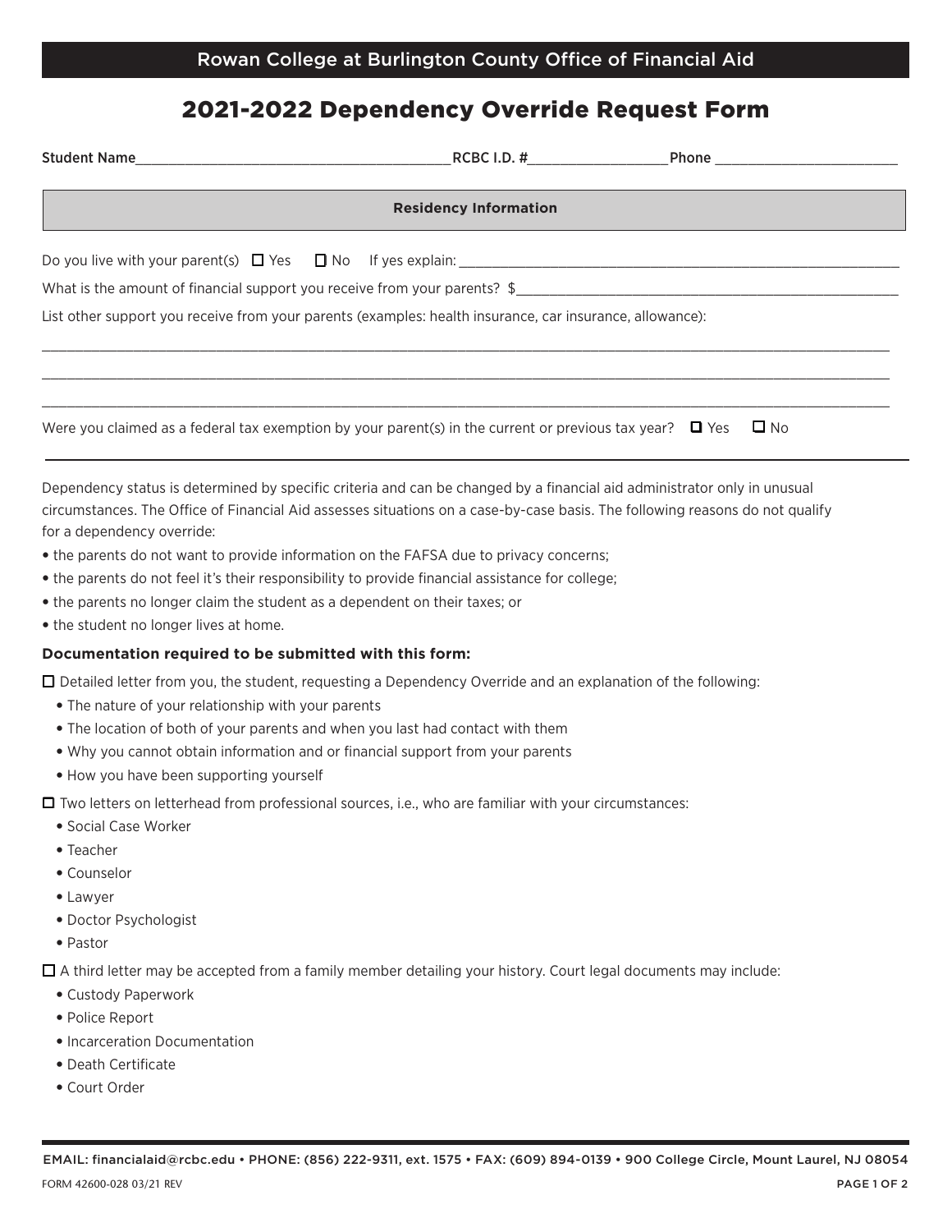Rowan College at Burlington County Office of Financial Aid

# 2021-2022 Dependency Override Request Form

Student Name________________________________________ RCBC I.D. #__________________ Phone ________________________

## Residency Information

Do you live with your parent(s) ☐ Yes ☐ No If yes explain: ____________________________________________________________

What is the amount of financial support you receive from your parents? $___________________________________________________

List other support you receive from your parents (examples: health insurance, car insurance, allowance):

_____________________________________________________________________________________________________________

_____________________________________________________________________________________________________________

_____________________________________________________________________________________________________________

Were you claimed as a federal tax exemption by your parent(s) in the current or previous tax year? ☐ Yes ☐ No

---

Dependency status is determined by specific criteria and can be changed by a financial aid administrator only in unusual circumstances. The Office of Financial Aid assesses situations on a case-by-case basis. The following reasons do not qualify for a dependency override:

- the parents do not want to provide information on the FAFSA due to privacy concerns;
- the parents do not feel it's their responsibility to provide financial assistance for college;
- the parents no longer claim the student as a dependent on their taxes; or
- the student no longer lives at home.

**Documentation required to be submitted with this form:**

☐ Detailed letter from you, the student, requesting a Dependency Override and an explanation of the following:

- The nature of your relationship with your parents
- The location of both of your parents and when you last had contact with them
- Why you cannot obtain information and or financial support from your parents
- How you have been supporting yourself

☐ Two letters on letterhead from professional sources, i.e., who are familiar with your circumstances:

- Social Case Worker
- Teacher
- Counselor
- Lawyer
- Doctor Psychologist
- Pastor

☐ A third letter may be accepted from a family member detailing your history. Court legal documents may include:

- Custody Paperwork
- Police Report
- Incarceration Documentation
- Death Certificate
- Court Order

EMAIL: financialaid@rcbc.edu • PHONE: (856) 222-9311, ext. 1575 • FAX: (609) 894-0139 • 900 College Circle, Mount Laurel, NJ 08054

FORM 42600-028 03/21 REV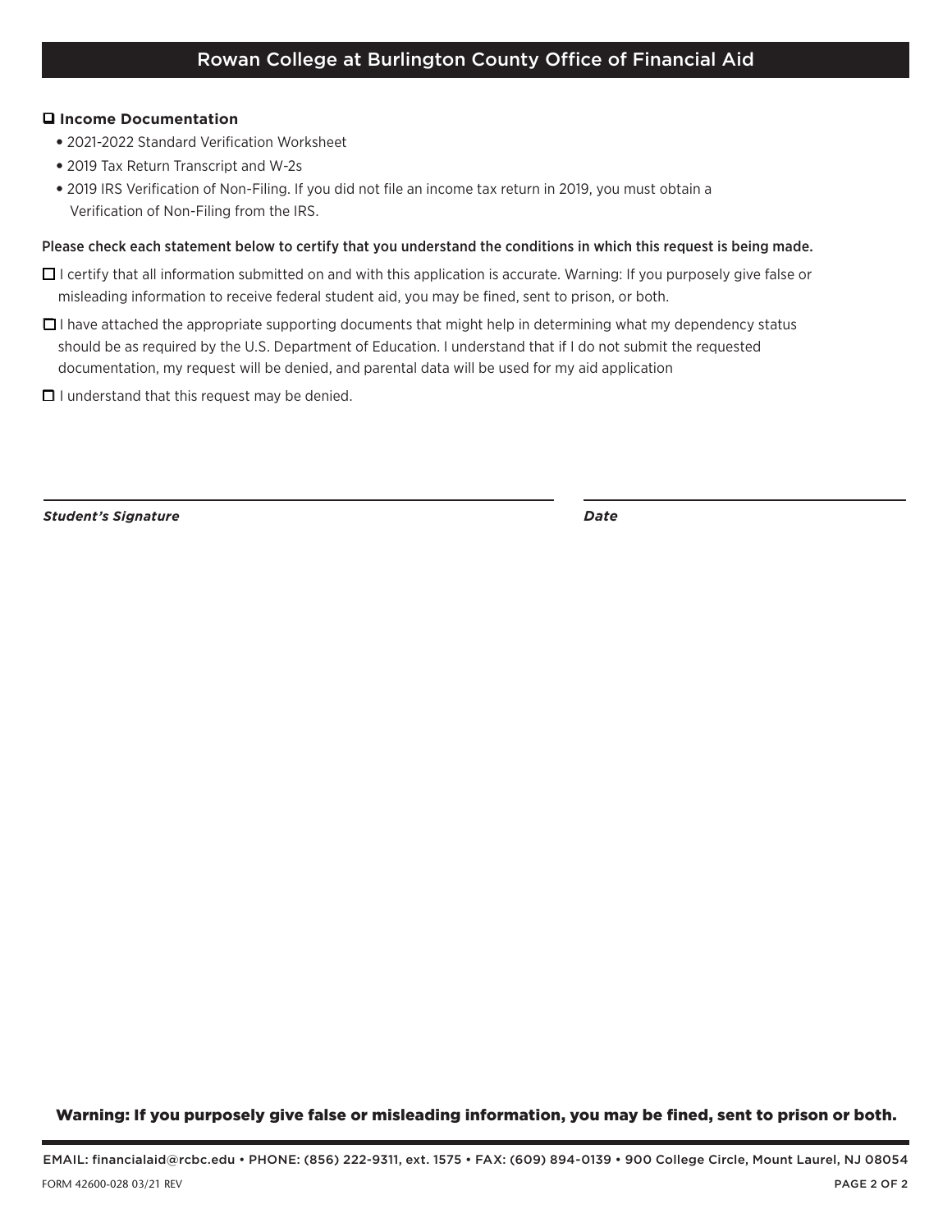## Rowan College at Burlington County Office of Financial Aid

☐ **Income Documentation**

- 2021-2022 Standard Verification Worksheet
- 2019 Tax Return Transcript and W-2s
- 2019 IRS Verification of Non-Filing. If you did not file an income tax return in 2019, you must obtain a Verification of Non-Filing from the IRS.

Please check each statement below to certify that you understand the conditions in which this request is being made.

☐ I certify that all information submitted on and with this application is accurate. Warning: If you purposely give false or misleading information to receive federal student aid, you may be fined, sent to prison, or both.

☐ I have attached the appropriate supporting documents that might help in determining what my dependency status should be as required by the U.S. Department of Education. I understand that if I do not submit the requested documentation, my request will be denied, and parental data will be used for my aid application

☐ I understand that this request may be denied.

________________________________________ ____________________

***Student's Signature*** ***Date***

**Warning: If you purposely give false or misleading information, you may be fined, sent to prison or both.**

EMAIL: financialaid@rcbc.edu • PHONE: (856) 222-9311, ext. 1575 • FAX: (609) 894-0139 • 900 College Circle, Mount Laurel, NJ 08054

FORM 42600-028 03/21 REV